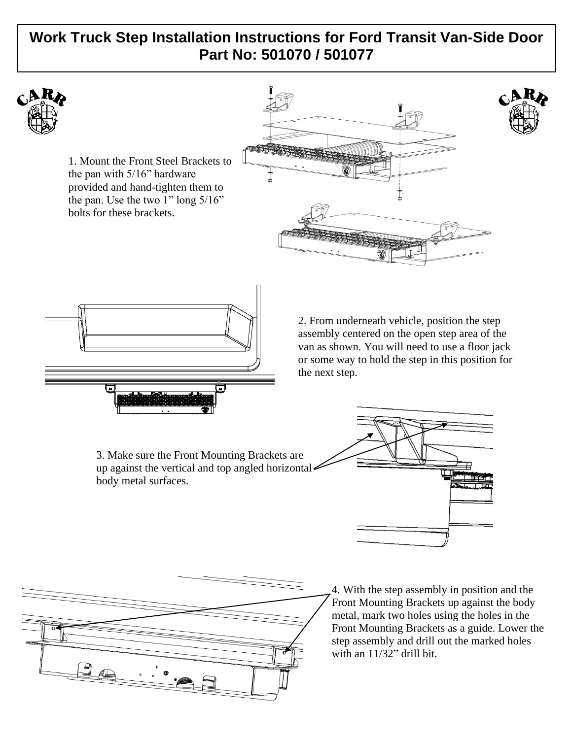# Work Truck Step Installation Instructions for Ford Transit Van-Side Door
# Part No: 501070 / 501077

1. Mount the Front Steel Brackets to the pan with 5/16" hardware provided and hand-tighten them to the pan. Use the two 1" long 5/16" bolts for these brackets.

2. From underneath vehicle, position the step assembly centered on the open step area of the van as shown. You will need to use a floor jack or some way to hold the step in this position for the next step.

3. Make sure the Front Mounting Brackets are up against the vertical and top angled horizontal body metal surfaces.

4. With the step assembly in position and the Front Mounting Brackets up against the body metal, mark two holes using the holes in the Front Mounting Brackets as a guide. Lower the step assembly and drill out the marked holes with an 11/32" drill bit.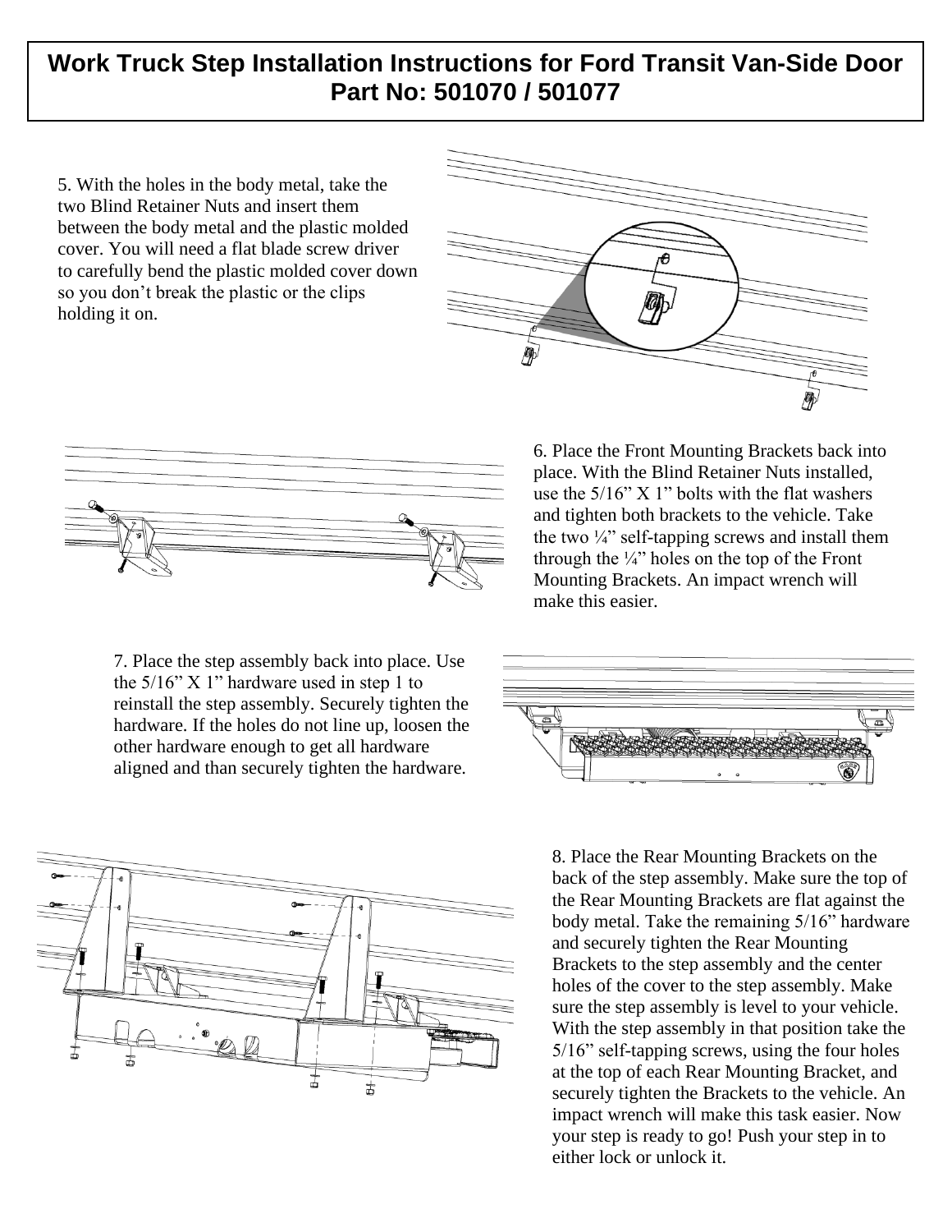# Work Truck Step Installation Instructions for Ford Transit Van-Side Door Part No: 501070 / 501077

5. With the holes in the body metal, take the two Blind Retainer Nuts and insert them between the body metal and the plastic molded cover. You will need a flat blade screw driver to carefully bend the plastic molded cover down so you don't break the plastic or the clips holding it on.

6. Place the Front Mounting Brackets back into place. With the Blind Retainer Nuts installed, use the 5/16" X 1" bolts with the flat washers and tighten both brackets to the vehicle. Take the two ¼" self-tapping screws and install them through the ¼" holes on the top of the Front Mounting Brackets. An impact wrench will make this easier.

7. Place the step assembly back into place. Use the 5/16" X 1" hardware used in step 1 to reinstall the step assembly. Securely tighten the hardware. If the holes do not line up, loosen the other hardware enough to get all hardware aligned and than securely tighten the hardware.

8. Place the Rear Mounting Brackets on the back of the step assembly. Make sure the top of the Rear Mounting Brackets are flat against the body metal. Take the remaining 5/16" hardware and securely tighten the Rear Mounting Brackets to the step assembly and the center holes of the cover to the step assembly. Make sure the step assembly is level to your vehicle. With the step assembly in that position take the 5/16" self-tapping screws, using the four holes at the top of each Rear Mounting Bracket, and securely tighten the Brackets to the vehicle. An impact wrench will make this task easier. Now your step is ready to go! Push your step in to either lock or unlock it.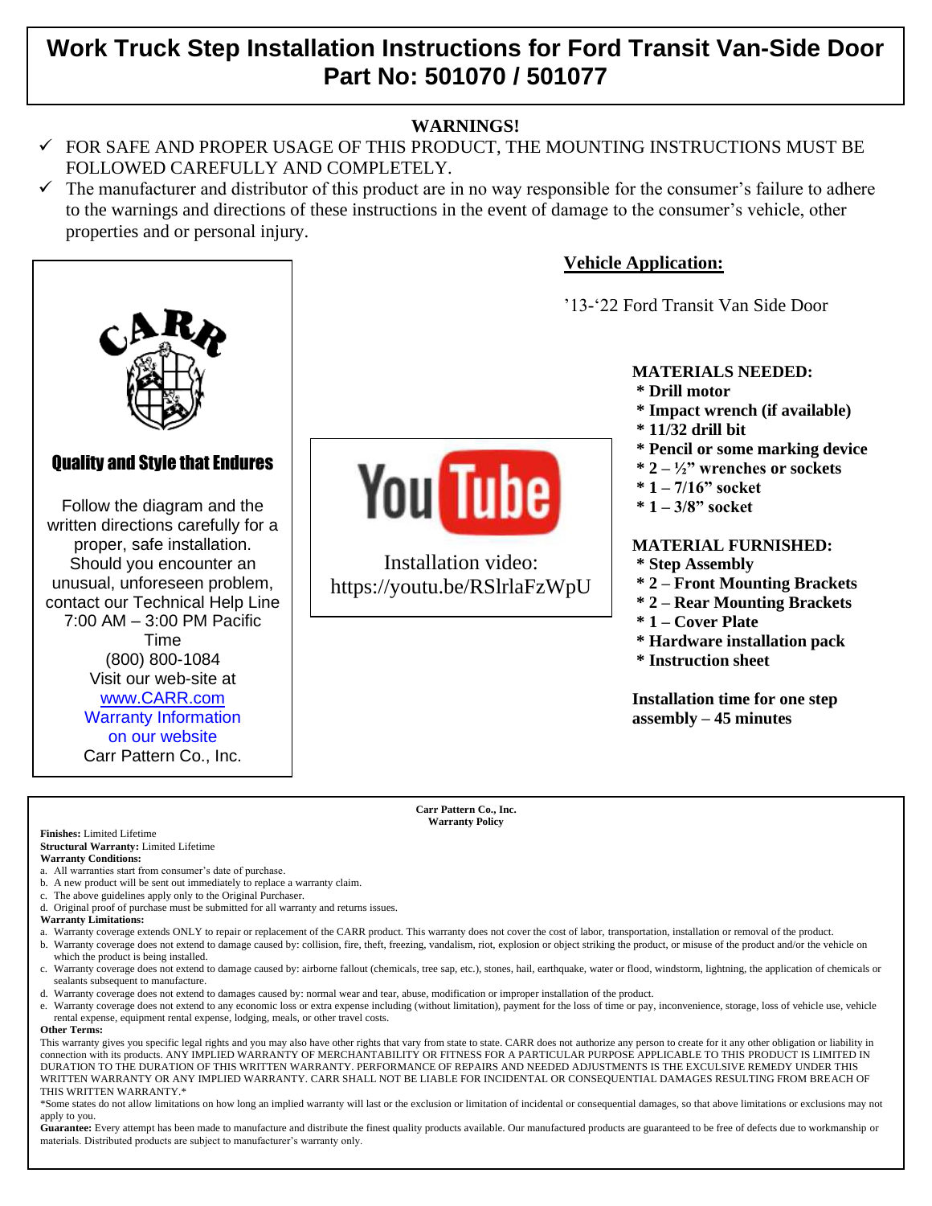# Work Truck Step Installation Instructions for Ford Transit Van-Side Door Part No: 501070 / 501077

**WARNINGS!**

- ✓ FOR SAFE AND PROPER USAGE OF THIS PRODUCT, THE MOUNTING INSTRUCTIONS MUST BE FOLLOWED CAREFULLY AND COMPLETELY.
- ✓ The manufacturer and distributor of this product are in no way responsible for the consumer's failure to adhere to the warnings and directions of these instructions in the event of damage to the consumer's vehicle, other properties and or personal injury.

CARR

**Quality and Style that Endures**

Follow the diagram and the written directions carefully for a proper, safe installation. Should you encounter an unusual, unforeseen problem, contact our Technical Help Line 7:00 AM – 3:00 PM Pacific Time (800) 800-1084 Visit our web-site at www.CARR.com Warranty Information on our website Carr Pattern Co., Inc.

YouTube

Installation video: https://youtu.be/RSlrlaFzWpU

## Vehicle Application:

'13-'22 Ford Transit Van Side Door

**MATERIALS NEEDED:**
* Drill motor
* Impact wrench (if available)
* 11/32 drill bit
* Pencil or some marking device
* 2 – ½" wrenches or sockets
* 1 – 7/16" socket
* 1 – 3/8" socket

**MATERIAL FURNISHED:**
* Step Assembly
* 2 – Front Mounting Brackets
* 2 – Rear Mounting Brackets
* 1 – Cover Plate
* Hardware installation pack
* Instruction sheet

**Installation time for one step assembly – 45 minutes**

**Carr Pattern Co., Inc.**
**Warranty Policy**

**Finishes:** Limited Lifetime
**Structural Warranty:** Limited Lifetime
**Warranty Conditions:**
a. All warranties start from consumer's date of purchase.
b. A new product will be sent out immediately to replace a warranty claim.
c. The above guidelines apply only to the Original Purchaser.
d. Original proof of purchase must be submitted for all warranty and returns issues.

**Warranty Limitations:**
a. Warranty coverage extends ONLY to repair or replacement of the CARR product. This warranty does not cover the cost of labor, transportation, installation or removal of the product.
b. Warranty coverage does not extend to damage caused by: collision, fire, theft, freezing, vandalism, riot, explosion or object striking the product, or misuse of the product and/or the vehicle on which the product is being installed.
c. Warranty coverage does not extend to damage caused by: airborne fallout (chemicals, tree sap, etc.), stones, hail, earthquake, water or flood, windstorm, lightning, the application of chemicals or sealants subsequent to manufacture.
d. Warranty coverage does not extend to damages caused by: normal wear and tear, abuse, modification or improper installation of the product.
e. Warranty coverage does not extend to any economic loss or extra expense including (without limitation), payment for the loss of time or pay, inconvenience, storage, loss of vehicle use, vehicle rental expense, equipment rental expense, lodging, meals, or other travel costs.

**Other Terms:**
This warranty gives you specific legal rights and you may also have other rights that vary from state to state. CARR does not authorize any person to create for it any other obligation or liability in connection with its products. ANY IMPLIED WARRANTY OF MERCHANTABILITY OR FITNESS FOR A PARTICULAR PURPOSE APPLICABLE TO THIS PRODUCT IS LIMITED IN DURATION TO THE DURATION OF THIS WRITTEN WARRANTY. PERFORMANCE OF REPAIRS AND NEEDED ADJUSTMENTS IS THE EXCULSIVE REMEDY UNDER THIS WRITTEN WARRANTY OR ANY IMPLIED WARRANTY. CARR SHALL NOT BE LIABLE FOR INCIDENTAL OR CONSEQUENTIAL DAMAGES RESULTING FROM BREACH OF THIS WRITTEN WARRANTY.*
*Some states do not allow limitations on how long an implied warranty will last or the exclusion or limitation of incidental or consequential damages, so that above limitations or exclusions may not apply to you.
**Guarantee:** Every attempt has been made to manufacture and distribute the finest quality products available. Our manufactured products are guaranteed to be free of defects due to workmanship or materials. Distributed products are subject to manufacturer's warranty only.